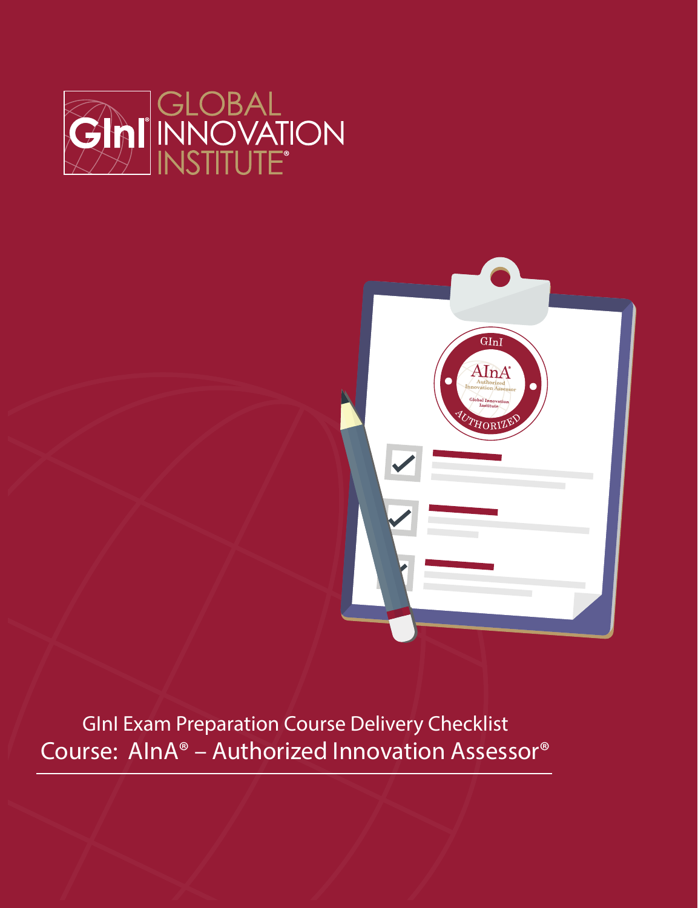GInI GLOBAL INNOVATION INSTITUTE®

# GInI Exam Preparation Course Delivery Checklist

## Course: AInA® – Authorized Innovation Assessor®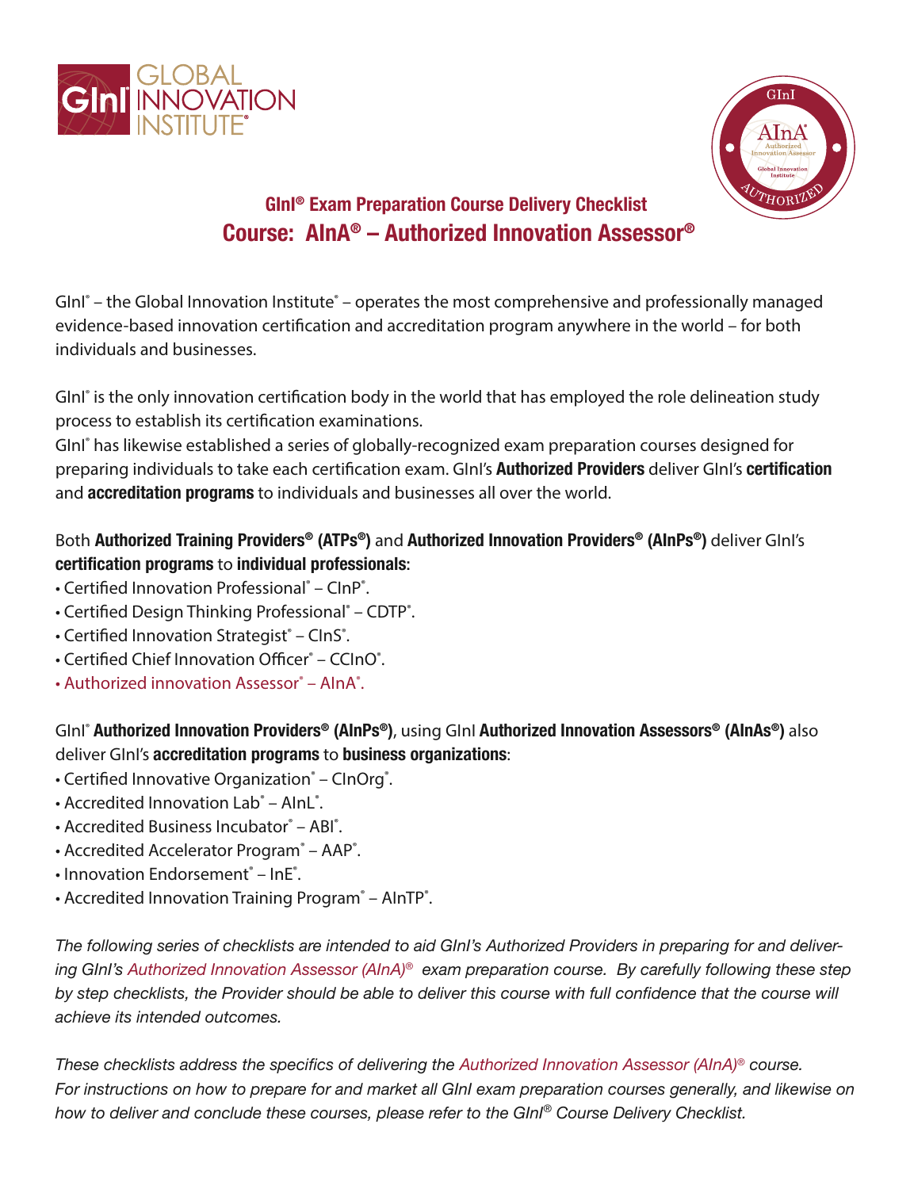# GInI® Exam Preparation Course Delivery Checklist

## Course: AInA® – Authorized Innovation Assessor®

GInI® – the Global Innovation Institute® – operates the most comprehensive and professionally managed evidence-based innovation certification and accreditation program anywhere in the world – for both individuals and businesses.

GInI® is the only innovation certification body in the world that has employed the role delineation study process to establish its certification examinations.
GInI® has likewise established a series of globally-recognized exam preparation courses designed for preparing individuals to take each certification exam. GInI's **Authorized Providers** deliver GInI's **certification** and **accreditation programs** to individuals and businesses all over the world.

Both **Authorized Training Providers® (ATPs®)** and **Authorized Innovation Providers® (AInPs®)** deliver GInI's **certification programs** to **individual professionals**:

- Certified Innovation Professional® – CInP®.
- Certified Design Thinking Professional® – CDTP®.
- Certified Innovation Strategist® – CInS®.
- Certified Chief Innovation Officer® – CCInO®.
- Authorized innovation Assessor® – AInA®.

GInI® **Authorized Innovation Providers® (AInPs®)**, using GInI **Authorized Innovation Assessors® (AInAs®)** also deliver GInI's **accreditation programs** to **business organizations**:

- Certified Innovative Organization® – CInOrg®.
- Accredited Innovation Lab® – AInL®.
- Accredited Business Incubator® – ABI®.
- Accredited Accelerator Program® – AAP®.
- Innovation Endorsement® – InE®.
- Accredited Innovation Training Program® – AInTP®.

*The following series of checklists are intended to aid GInI's Authorized Providers in preparing for and delivering GInI's Authorized Innovation Assessor (AInA)® exam preparation course. By carefully following these step by step checklists, the Provider should be able to deliver this course with full confidence that the course will achieve its intended outcomes.*

*These checklists address the specifics of delivering the Authorized Innovation Assessor (AInA)® course. For instructions on how to prepare for and market all GInI exam preparation courses generally, and likewise on how to deliver and conclude these courses, please refer to the GInI® Course Delivery Checklist.*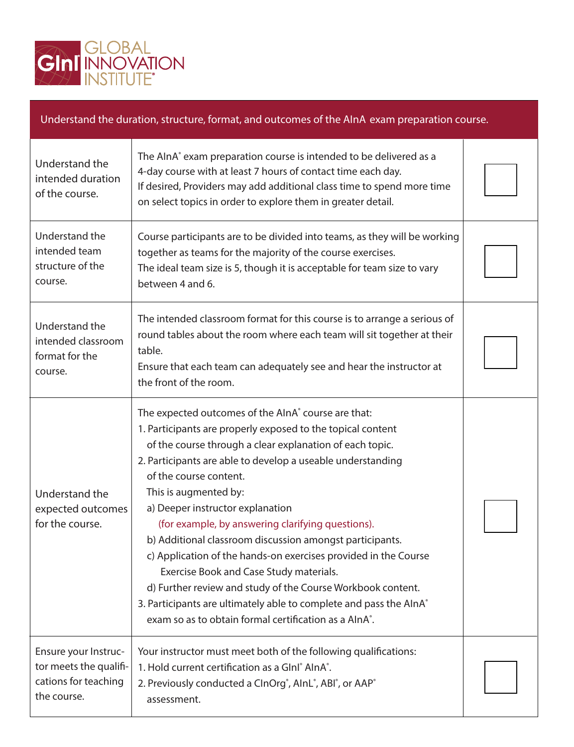GInI GLOBAL INNOVATION INSTITUTE®

| Understand the duration, structure, format, and outcomes of the AInA exam preparation course. | | |
|---|---|---|
| Understand the intended duration of the course. | The AInA® exam preparation course is intended to be delivered as a 4-day course with at least 7 hours of contact time each day.<br>If desired, Providers may add additional class time to spend more time on select topics in order to explore them in greater detail. | ☐ |
| Understand the intended team structure of the course. | Course participants are to be divided into teams, as they will be working together as teams for the majority of the course exercises.<br>The ideal team size is 5, though it is acceptable for team size to vary between 4 and 6. | ☐ |
| Understand the intended classroom format for the course. | The intended classroom format for this course is to arrange a serious of round tables about the room where each team will sit together at their table.<br>Ensure that each team can adequately see and hear the instructor at the front of the room. | ☐ |
| Understand the expected outcomes for the course. | The expected outcomes of the AInA® course are that:<br>1. Participants are properly exposed to the topical content of the course through a clear explanation of each topic.<br>2. Participants are able to develop a useable understanding of the course content.<br>This is augmented by:<br>a) Deeper instructor explanation (for example, by answering clarifying questions).<br>b) Additional classroom discussion amongst participants.<br>c) Application of the hands-on exercises provided in the Course Exercise Book and Case Study materials.<br>d) Further review and study of the Course Workbook content.<br>3. Participants are ultimately able to complete and pass the AInA® exam so as to obtain formal certification as a AInA®. | ☐ |
| Ensure your Instructor meets the qualifications for teaching the course. | Your instructor must meet both of the following qualifications:<br>1. Hold current certification as a GInI® AInA®.<br>2. Previously conducted a CInOrg®, AInL®, ABI®, or AAP® assessment. | ☐ |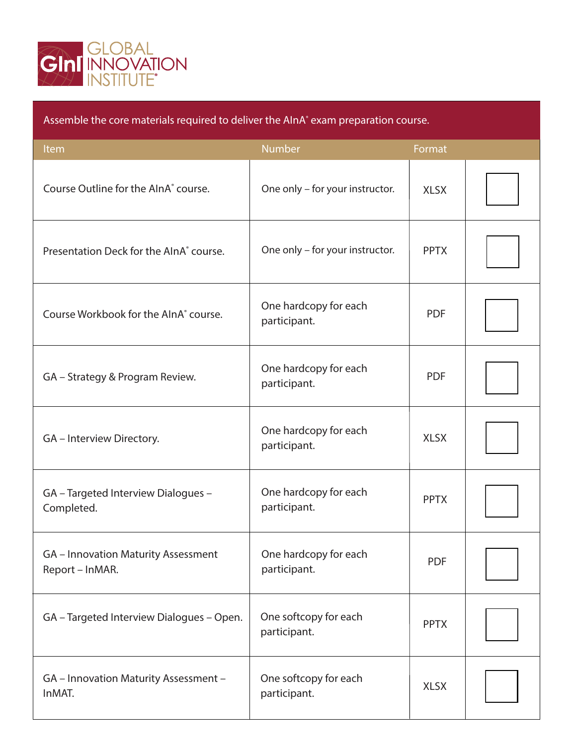GInI GLOBAL INNOVATION INSTITUTE®

Assemble the core materials required to deliver the AInA® exam preparation course.

| Item | Number | Format | |
|---|---|---|---|
| Course Outline for the AInA® course. | One only – for your instructor. | XLSX | ☐ |
| Presentation Deck for the AInA® course. | One only – for your instructor. | PPTX | ☐ |
| Course Workbook for the AInA® course. | One hardcopy for each participant. | PDF | ☐ |
| GA – Strategy & Program Review. | One hardcopy for each participant. | PDF | ☐ |
| GA – Interview Directory. | One hardcopy for each participant. | XLSX | ☐ |
| GA – Targeted Interview Dialogues – Completed. | One hardcopy for each participant. | PPTX | ☐ |
| GA – Innovation Maturity Assessment Report – InMAR. | One hardcopy for each participant. | PDF | ☐ |
| GA – Targeted Interview Dialogues – Open. | One softcopy for each participant. | PPTX | ☐ |
| GA – Innovation Maturity Assessment – InMAT. | One softcopy for each participant. | XLSX | ☐ |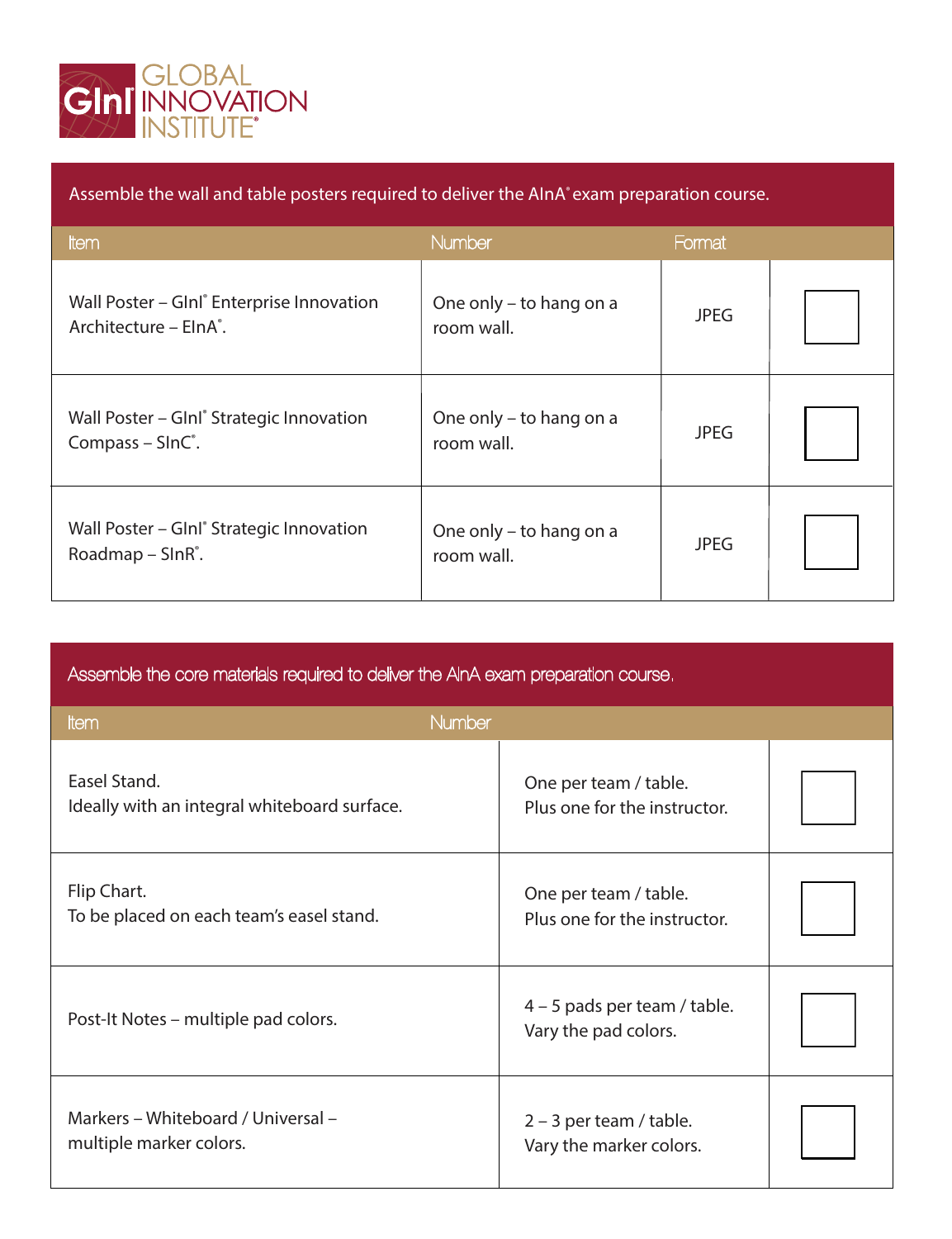GlnI GLOBAL INNOVATION INSTITUTE®

| Assemble the wall and table posters required to deliver the AInA® exam preparation course. | | | |
|---|---|---|---|
| **Item** | **Number** | **Format** | |
| Wall Poster – GInI® Enterprise Innovation Architecture – EInA®. | One only – to hang on a room wall. | JPEG | ☐ |
| Wall Poster – GInI® Strategic Innovation Compass – SInC®. | One only – to hang on a room wall. | JPEG | ☐ |
| Wall Poster – GInI® Strategic Innovation Roadmap – SInR®. | One only – to hang on a room wall. | JPEG | ☐ |

| Assemble the core materials required to deliver the AInA exam preparation course. | | |
|---|---|---|
| **Item** | **Number** | |
| Easel Stand.<br>Ideally with an integral whiteboard surface. | One per team / table.<br>Plus one for the instructor. | ☐ |
| Flip Chart.<br>To be placed on each team's easel stand. | One per team / table.<br>Plus one for the instructor. | ☐ |
| Post-It Notes – multiple pad colors. | 4 – 5 pads per team / table.<br>Vary the pad colors. | ☐ |
| Markers – Whiteboard / Universal – multiple marker colors. | 2 – 3 per team / table.<br>Vary the marker colors. | ☐ |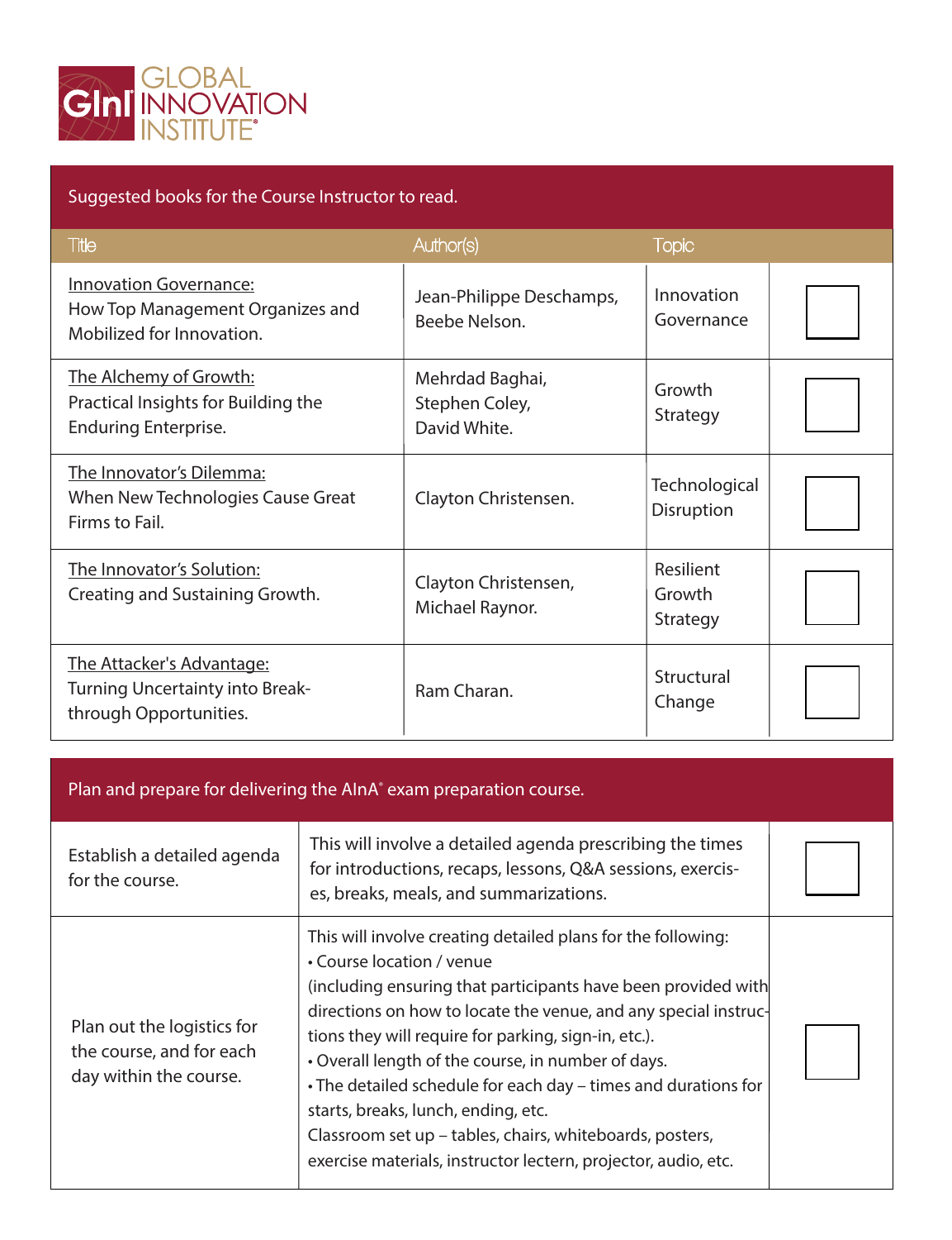GInI GLOBAL INNOVATION INSTITUTE®

| Suggested books for the Course Instructor to read. | | | |
|---|---|---|---|
| **Title** | **Author(s)** | **Topic** | |
| <u>Innovation Governance:</u> How Top Management Organizes and Mobilized for Innovation. | Jean-Philippe Deschamps, Beebe Nelson. | Innovation Governance | ☐ |
| <u>The Alchemy of Growth:</u> Practical Insights for Building the Enduring Enterprise. | Mehrdad Baghai, Stephen Coley, David White. | Growth Strategy | ☐ |
| <u>The Innovator's Dilemma:</u> When New Technologies Cause Great Firms to Fail. | Clayton Christensen. | Technological Disruption | ☐ |
| <u>The Innovator's Solution:</u> Creating and Sustaining Growth. | Clayton Christensen, Michael Raynor. | Resilient Growth Strategy | ☐ |
| <u>The Attacker's Advantage:</u> Turning Uncertainty into Break-through Opportunities. | Ram Charan. | Structural Change | ☐ |

| Plan and prepare for delivering the AInA® exam preparation course. | | |
|---|---|---|
| Establish a detailed agenda for the course. | This will involve a detailed agenda prescribing the times for introductions, recaps, lessons, Q&A sessions, exercises, breaks, meals, and summarizations. | ☐ |
| Plan out the logistics for the course, and for each day within the course. | This will involve creating detailed plans for the following:<br>• Course location / venue<br>(including ensuring that participants have been provided with directions on how to locate the venue, and any special instructions they will require for parking, sign-in, etc.).<br>• Overall length of the course, in number of days.<br>• The detailed schedule for each day – times and durations for starts, breaks, lunch, ending, etc.<br>Classroom set up – tables, chairs, whiteboards, posters, exercise materials, instructor lectern, projector, audio, etc. | ☐ |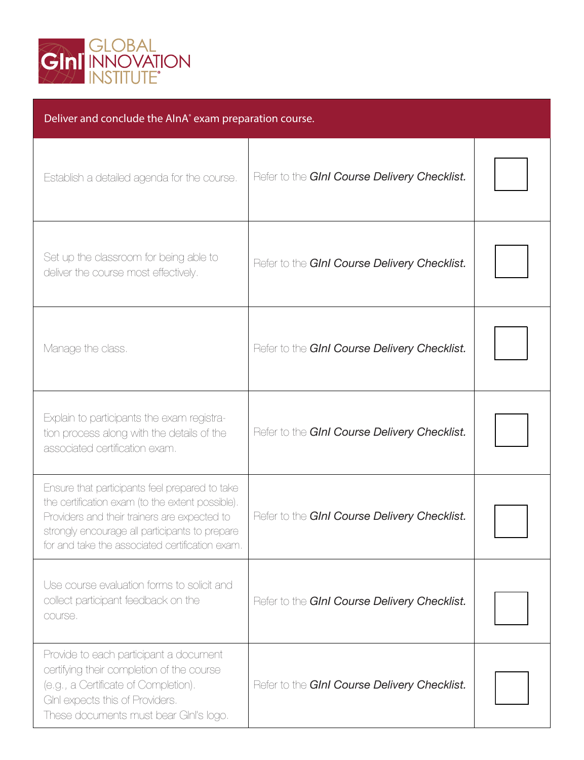GInI GLOBAL INNOVATION INSTITUTE®

| Deliver and conclude the AInA® exam preparation course. | | |
|---|---|---|
| Establish a detailed agenda for the course. | Refer to the ***GInI Course Delivery Checklist.*** | ☐ |
| Set up the classroom for being able to deliver the course most effectively. | Refer to the ***GInI Course Delivery Checklist.*** | ☐ |
| Manage the class. | Refer to the ***GInI Course Delivery Checklist.*** | ☐ |
| Explain to participants the exam registration process along with the details of the associated certification exam. | Refer to the ***GInI Course Delivery Checklist.*** | ☐ |
| Ensure that participants feel prepared to take the certification exam (to the extent possible). Providers and their trainers are expected to strongly encourage all participants to prepare for and take the associated certification exam. | Refer to the ***GInI Course Delivery Checklist.*** | ☐ |
| Use course evaluation forms to solicit and collect participant feedback on the course. | Refer to the ***GInI Course Delivery Checklist.*** | ☐ |
| Provide to each participant a document certifying their completion of the course (e.g., a Certificate of Completion). GInI expects this of Providers. These documents must bear GInI's logo. | Refer to the ***GInI Course Delivery Checklist.*** | ☐ |